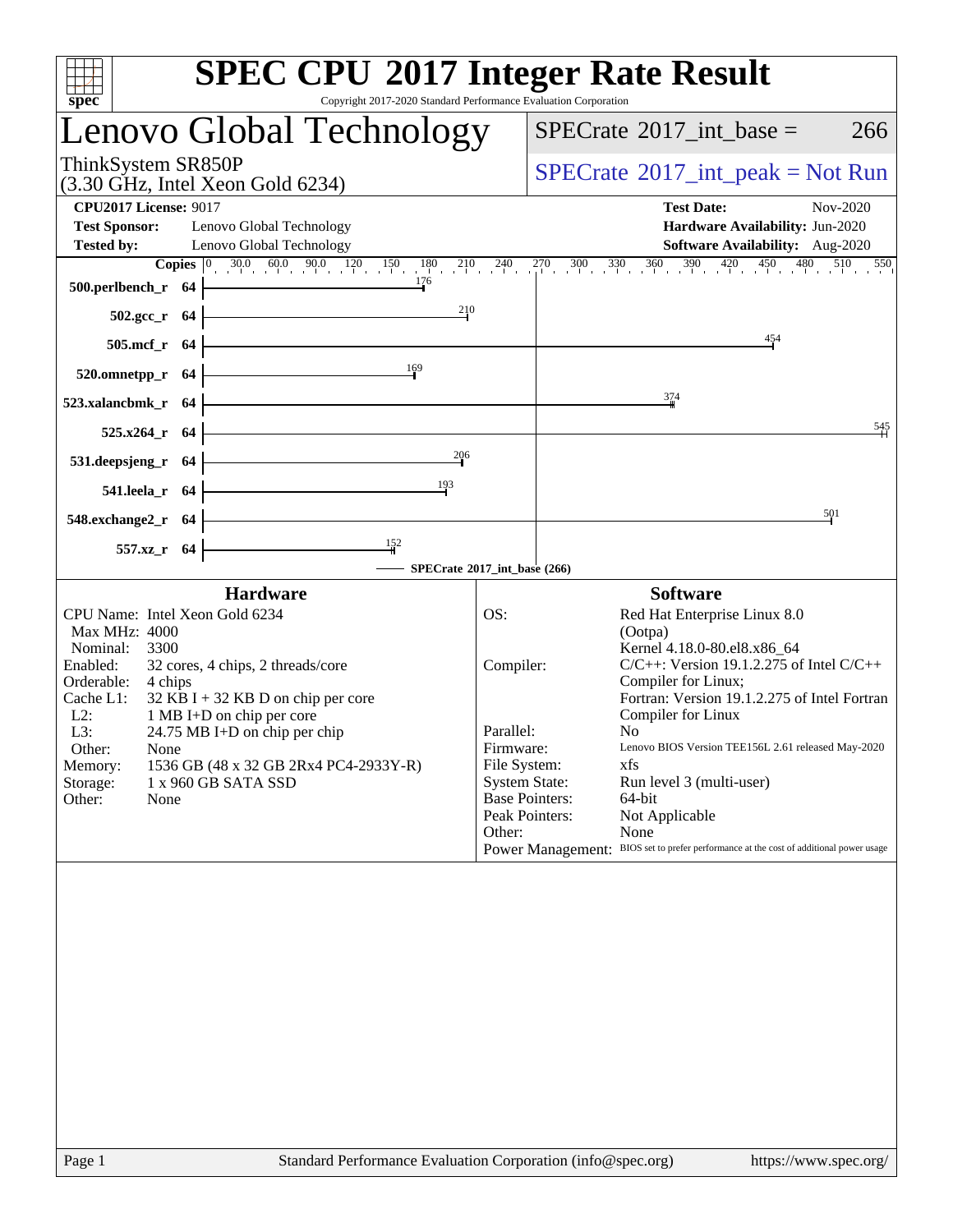# SPEC CPU 2017 Integer Rate Result

Copyright 2017-2020 Standard Performance Evaluation Corporation

## Lenovo Global Technology

ThinkSystem SR850P
(3.30 GHz, Intel Xeon Gold 6234)

SPECrate 2017_int_base = 266

SPECrate 2017_int_peak = Not Run

**CPU2017 License:** 9017
**Test Sponsor:** Lenovo Global Technology
**Tested by:** Lenovo Global Technology

**Test Date:** Nov-2020
**Hardware Availability:** Jun-2020
**Software Availability:** Aug-2020

| Benchmark | Copies | SPECrate 2017_int_base (266) |
|---|---|---|
| 500.perlbench_r | 64 | 176 |
| 502.gcc_r | 64 | 210 |
| 505.mcf_r | 64 | 454 |
| 520.omnetpp_r | 64 | 169 |
| 523.xalancbmk_r | 64 | 374 |
| 525.x264_r | 64 | 545 |
| 531.deepsjeng_r | 64 | 206 |
| 541.leela_r | 64 | 193 |
| 548.exchange2_r | 64 | 501 |
| 557.xz_r | 64 | 152 |

### Hardware

| | |
|---|---|
| CPU Name: | Intel Xeon Gold 6234 |
| Max MHz: | 4000 |
| Nominal: | 3300 |
| Enabled: | 32 cores, 4 chips, 2 threads/core |
| Orderable: | 4 chips |
| Cache L1: | 32 KB I + 32 KB D on chip per core |
| L2: | 1 MB I+D on chip per core |
| L3: | 24.75 MB I+D on chip per chip |
| Other: | None |
| Memory: | 1536 GB (48 x 32 GB 2Rx4 PC4-2933Y-R) |
| Storage: | 1 x 960 GB SATA SSD |
| Other: | None |

### Software

| | |
|---|---|
| OS: | Red Hat Enterprise Linux 8.0 (Ootpa) Kernel 4.18.0-80.el8.x86_64 |
| Compiler: | C/C++: Version 19.1.2.275 of Intel C/C++ Compiler for Linux; Fortran: Version 19.1.2.275 of Intel Fortran Compiler for Linux |
| Parallel: | No |
| Firmware: | Lenovo BIOS Version TEE156L 2.61 released May-2020 |
| File System: | xfs |
| System State: | Run level 3 (multi-user) |
| Base Pointers: | 64-bit |
| Peak Pointers: | Not Applicable |
| Other: | None |
| Power Management: | BIOS set to prefer performance at the cost of additional power usage |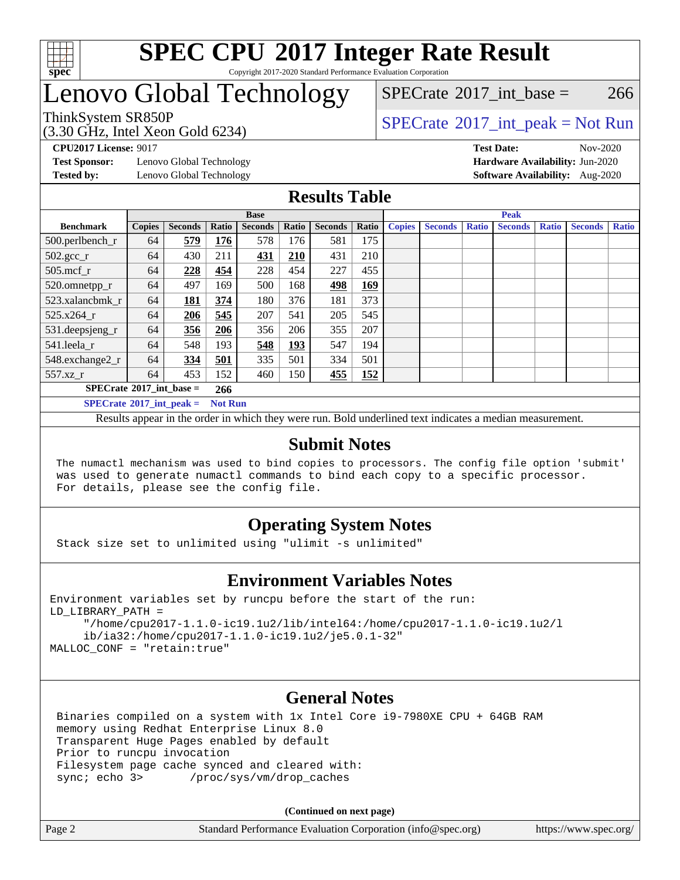# SPEC CPU 2017 Integer Rate Result

Copyright 2017-2020 Standard Performance Evaluation Corporation

# Lenovo Global Technology

ThinkSystem SR850P
(3.30 GHz, Intel Xeon Gold 6234)

SPECrate 2017_int_base = 266

SPECrate 2017_int_peak = Not Run

**CPU2017 License:** 9017
**Test Sponsor:** Lenovo Global Technology
**Tested by:** Lenovo Global Technology

**Test Date:** Nov-2020
**Hardware Availability:** Jun-2020
**Software Availability:** Aug-2020

## Results Table

| | Base | | | | | | | Peak | | | | | | |
|---|---|---|---|---|---|---|---|---|---|---|---|---|---|---|
| **Benchmark** | **Copies** | **Seconds** | **Ratio** | **Seconds** | **Ratio** | **Seconds** | **Ratio** | **Copies** | **Seconds** | **Ratio** | **Seconds** | **Ratio** | **Seconds** | **Ratio** |
| 500.perlbench_r | 64 | **579** | **176** | 578 | 176 | 581 | 175 | | | | | | | |
| 502.gcc_r | 64 | 430 | 211 | **431** | **210** | 431 | 210 | | | | | | | |
| 505.mcf_r | 64 | **228** | **454** | 228 | 454 | 227 | 455 | | | | | | | |
| 520.omnetpp_r | 64 | 497 | 169 | 500 | 168 | **498** | **169** | | | | | | | |
| 523.xalancbmk_r | 64 | **181** | **374** | 180 | 376 | 181 | 373 | | | | | | | |
| 525.x264_r | 64 | **206** | **545** | 207 | 541 | 205 | 545 | | | | | | | |
| 531.deepsjeng_r | 64 | **356** | **206** | 356 | 206 | 355 | 207 | | | | | | | |
| 541.leela_r | 64 | 548 | 193 | **548** | **193** | 547 | 194 | | | | | | | |
| 548.exchange2_r | 64 | **334** | **501** | 335 | 501 | 334 | 501 | | | | | | | |
| 557.xz_r | 64 | 453 | 152 | 460 | 150 | **455** | **152** | | | | | | | |

**SPECrate 2017_int_base = 266**

**SPECrate 2017_int_peak = Not Run**

Results appear in the order in which they were run. Bold underlined text indicates a median measurement.

## Submit Notes

```
The numactl mechanism was used to bind copies to processors. The config file option 'submit'
was used to generate numactl commands to bind each copy to a specific processor.
For details, please see the config file.
```

## Operating System Notes

```
Stack size set to unlimited using "ulimit -s unlimited"
```

## Environment Variables Notes

```
Environment variables set by runcpu before the start of the run:
LD_LIBRARY_PATH =
     "/home/cpu2017-1.1.0-ic19.1u2/lib/intel64:/home/cpu2017-1.1.0-ic19.1u2/l
     ib/ia32:/home/cpu2017-1.1.0-ic19.1u2/je5.0.1-32"
MALLOC_CONF = "retain:true"
```

## General Notes

```
Binaries compiled on a system with 1x Intel Core i9-7980XE CPU + 64GB RAM
memory using Redhat Enterprise Linux 8.0
Transparent Huge Pages enabled by default
Prior to runcpu invocation
Filesystem page cache synced and cleared with:
sync; echo 3>       /proc/sys/vm/drop_caches
```

**(Continued on next page)**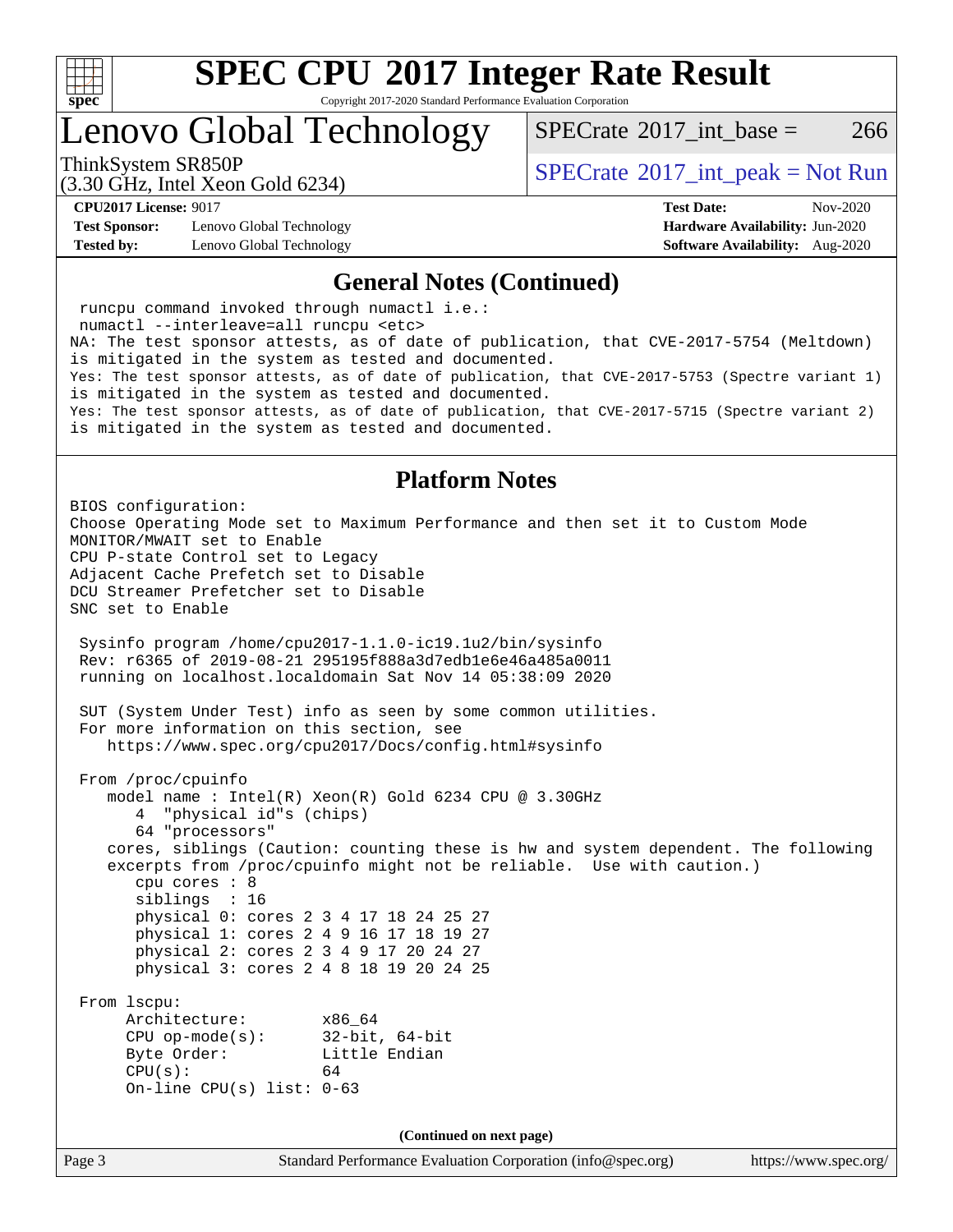# SPEC CPU 2017 Integer Rate Result

Copyright 2017-2020 Standard Performance Evaluation Corporation

## Lenovo Global Technology

ThinkSystem SR850P
(3.30 GHz, Intel Xeon Gold 6234)

SPECrate 2017_int_base = 266

SPECrate 2017_int_peak = Not Run

**CPU2017 License:** 9017
**Test Sponsor:** Lenovo Global Technology
**Tested by:** Lenovo Global Technology

**Test Date:** Nov-2020
**Hardware Availability:** Jun-2020
**Software Availability:** Aug-2020

### General Notes (Continued)

```
 runcpu command invoked through numactl i.e.:
 numactl --interleave=all runcpu <etc>
NA: The test sponsor attests, as of date of publication, that CVE-2017-5754 (Meltdown)
is mitigated in the system as tested and documented.
Yes: The test sponsor attests, as of date of publication, that CVE-2017-5753 (Spectre variant 1)
is mitigated in the system as tested and documented.
Yes: The test sponsor attests, as of date of publication, that CVE-2017-5715 (Spectre variant 2)
is mitigated in the system as tested and documented.
```

### Platform Notes

```
BIOS configuration:
Choose Operating Mode set to Maximum Performance and then set it to Custom Mode
MONITOR/MWAIT set to Enable
CPU P-state Control set to Legacy
Adjacent Cache Prefetch set to Disable
DCU Streamer Prefetcher set to Disable
SNC set to Enable

 Sysinfo program /home/cpu2017-1.1.0-ic19.1u2/bin/sysinfo
 Rev: r6365 of 2019-08-21 295195f888a3d7edb1e6e46a485a0011
 running on localhost.localdomain Sat Nov 14 05:38:09 2020

 SUT (System Under Test) info as seen by some common utilities.
 For more information on this section, see
    https://www.spec.org/cpu2017/Docs/config.html#sysinfo

 From /proc/cpuinfo
    model name : Intel(R) Xeon(R) Gold 6234 CPU @ 3.30GHz
       4  "physical id"s (chips)
       64 "processors"
    cores, siblings (Caution: counting these is hw and system dependent. The following
    excerpts from /proc/cpuinfo might not be reliable.  Use with caution.)
       cpu cores : 8
       siblings  : 16
       physical 0: cores 2 3 4 17 18 24 25 27
       physical 1: cores 2 4 9 16 17 18 19 27
       physical 2: cores 2 3 4 9 17 20 24 27
       physical 3: cores 2 4 8 18 19 20 24 25

 From lscpu:
      Architecture:        x86_64
      CPU op-mode(s):      32-bit, 64-bit
      Byte Order:          Little Endian
      CPU(s):              64
      On-line CPU(s) list: 0-63
```

(Continued on next page)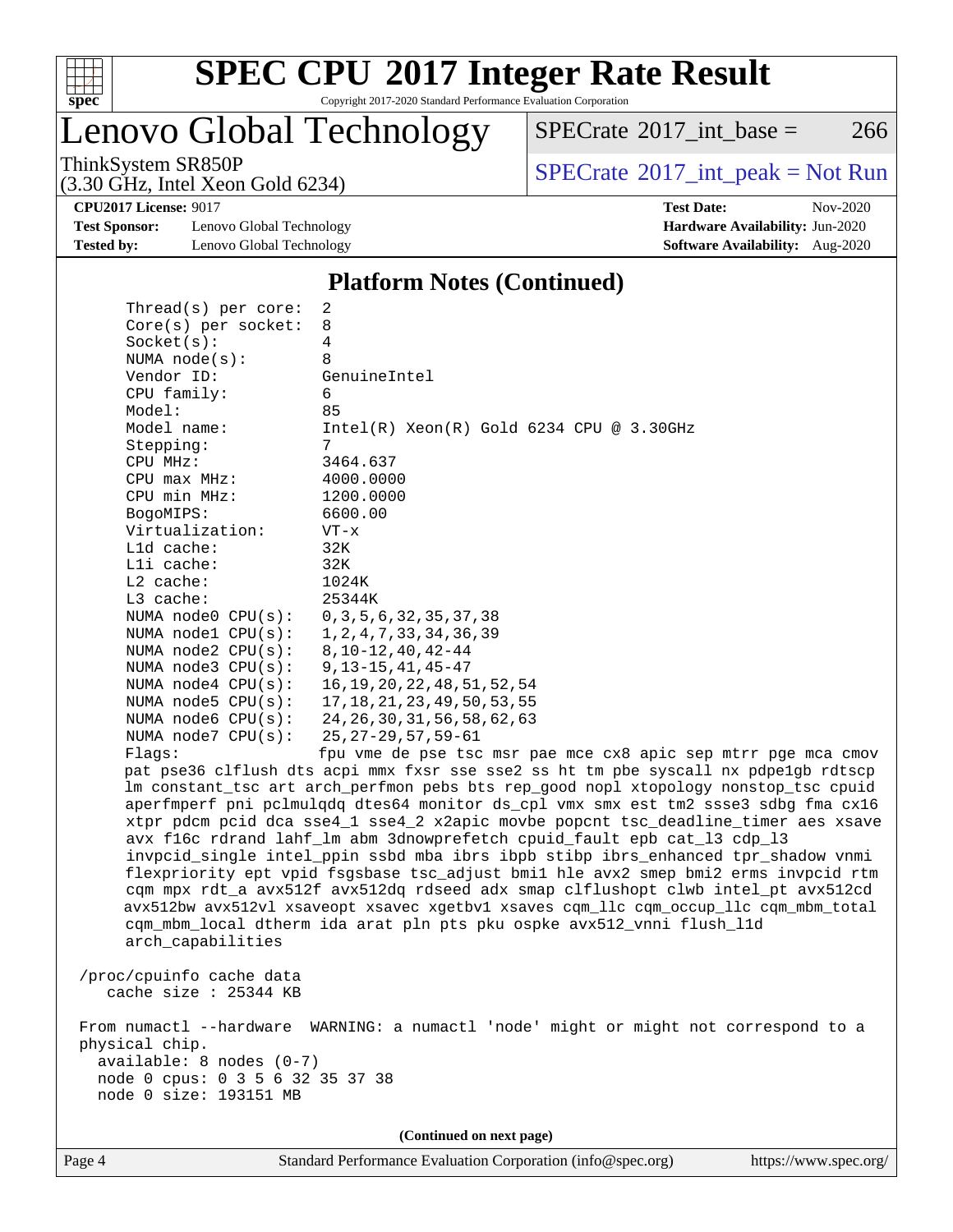# SPEC CPU 2017 Integer Rate Result

Copyright 2017-2020 Standard Performance Evaluation Corporation

## Lenovo Global Technology

ThinkSystem SR850P
(3.30 GHz, Intel Xeon Gold 6234)

SPECrate 2017_int_base = 266

SPECrate 2017_int_peak = Not Run

**CPU2017 License:** 9017
**Test Sponsor:** Lenovo Global Technology
**Tested by:** Lenovo Global Technology

**Test Date:** Nov-2020
**Hardware Availability:** Jun-2020
**Software Availability:** Aug-2020

### Platform Notes (Continued)

```
      Thread(s) per core:  2
      Core(s) per socket:  8
      Socket(s):           4
      NUMA node(s):        8
      Vendor ID:           GenuineIntel
      CPU family:          6
      Model:               85
      Model name:          Intel(R) Xeon(R) Gold 6234 CPU @ 3.30GHz
      Stepping:            7
      CPU MHz:             3464.637
      CPU max MHz:         4000.0000
      CPU min MHz:         1200.0000
      BogoMIPS:            6600.00
      Virtualization:      VT-x
      L1d cache:           32K
      L1i cache:           32K
      L2 cache:            1024K
      L3 cache:            25344K
      NUMA node0 CPU(s):   0,3,5,6,32,35,37,38
      NUMA node1 CPU(s):   1,2,4,7,33,34,36,39
      NUMA node2 CPU(s):   8,10-12,40,42-44
      NUMA node3 CPU(s):   9,13-15,41,45-47
      NUMA node4 CPU(s):   16,19,20,22,48,51,52,54
      NUMA node5 CPU(s):   17,18,21,23,49,50,53,55
      NUMA node6 CPU(s):   24,26,30,31,56,58,62,63
      NUMA node7 CPU(s):   25,27-29,57,59-61
      Flags:               fpu vme de pse tsc msr pae mce cx8 apic sep mtrr pge mca cmov
      pat pse36 clflush dts acpi mmx fxsr sse sse2 ss ht tm pbe syscall nx pdpe1gb rdtscp
      lm constant_tsc art arch_perfmon pebs bts rep_good nopl xtopology nonstop_tsc cpuid
      aperfmperf pni pclmulqdq dtes64 monitor ds_cpl vmx smx est tm2 ssse3 sdbg fma cx16
      xtpr pdcm pcid dca sse4_1 sse4_2 x2apic movbe popcnt tsc_deadline_timer aes xsave
      avx f16c rdrand lahf_lm abm 3dnowprefetch cpuid_fault epb cat_l3 cdp_l3
      invpcid_single intel_ppin ssbd mba ibrs ibpb stibp ibrs_enhanced tpr_shadow vnmi
      flexpriority ept vpid fsgsbase tsc_adjust bmi1 hle avx2 smep bmi2 erms invpcid rtm
      cqm mpx rdt_a avx512f avx512dq rdseed adx smap clflushopt clwb intel_pt avx512cd
      avx512bw avx512vl xsaveopt xsavec xgetbv1 xsaves cqm_llc cqm_occup_llc cqm_mbm_total
      cqm_mbm_local dtherm ida arat pln pts pku ospke avx512_vnni flush_l1d
      arch_capabilities

 /proc/cpuinfo cache data
    cache size : 25344 KB

 From numactl --hardware  WARNING: a numactl 'node' might or might not correspond to a
 physical chip.
   available: 8 nodes (0-7)
   node 0 cpus: 0 3 5 6 32 35 37 38
   node 0 size: 193151 MB
```

(Continued on next page)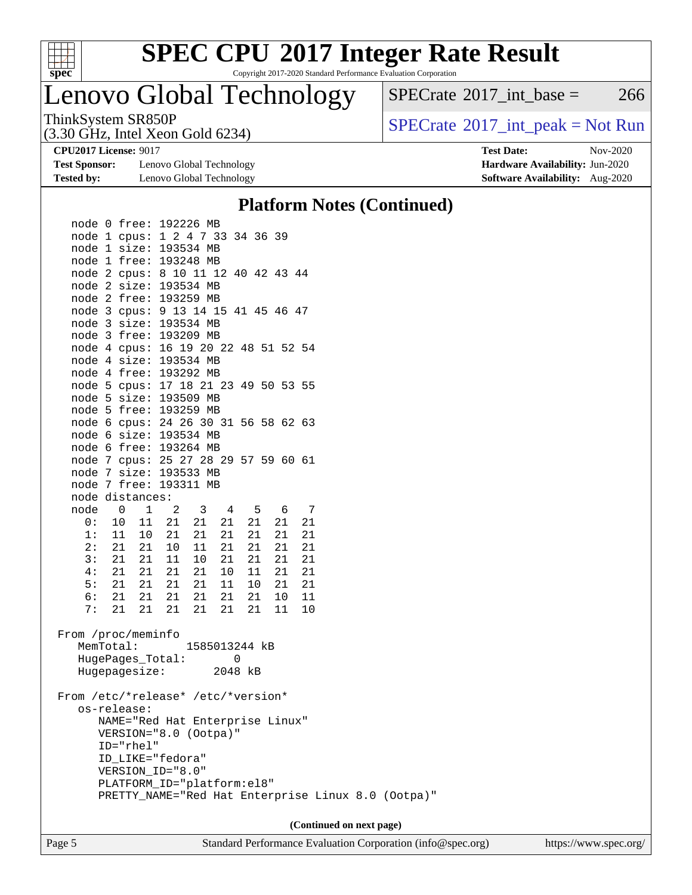## Platform Notes (Continued)

```
   node 0 free: 192226 MB
   node 1 cpus: 1 2 4 7 33 34 36 39
   node 1 size: 193534 MB
   node 1 free: 193248 MB
   node 2 cpus: 8 10 11 12 40 42 43 44
   node 2 size: 193534 MB
   node 2 free: 193259 MB
   node 3 cpus: 9 13 14 15 41 45 46 47
   node 3 size: 193534 MB
   node 3 free: 193209 MB
   node 4 cpus: 16 19 20 22 48 51 52 54
   node 4 size: 193534 MB
   node 4 free: 193292 MB
   node 5 cpus: 17 18 21 23 49 50 53 55
   node 5 size: 193509 MB
   node 5 free: 193259 MB
   node 6 cpus: 24 26 30 31 56 58 62 63
   node 6 size: 193534 MB
   node 6 free: 193264 MB
   node 7 cpus: 25 27 28 29 57 59 60 61
   node 7 size: 193533 MB
   node 7 free: 193311 MB
   node distances:
   node   0   1   2   3   4   5   6   7
     0:  10  11  21  21  21  21  21  21
     1:  11  10  21  21  21  21  21  21
     2:  21  21  10  11  21  21  21  21
     3:  21  21  11  10  21  21  21  21
     4:  21  21  21  21  10  11  21  21
     5:  21  21  21  21  11  10  21  21
     6:  21  21  21  21  21  21  10  11
     7:  21  21  21  21  21  21  11  10

 From /proc/meminfo
    MemTotal:       1585013244 kB
    HugePages_Total:       0
    Hugepagesize:       2048 kB

 From /etc/*release* /etc/*version*
    os-release:
       NAME="Red Hat Enterprise Linux"
       VERSION="8.0 (Ootpa)"
       ID="rhel"
       ID_LIKE="fedora"
       VERSION_ID="8.0"
       PLATFORM_ID="platform:el8"
       PRETTY_NAME="Red Hat Enterprise Linux 8.0 (Ootpa)"
```

**(Continued on next page)**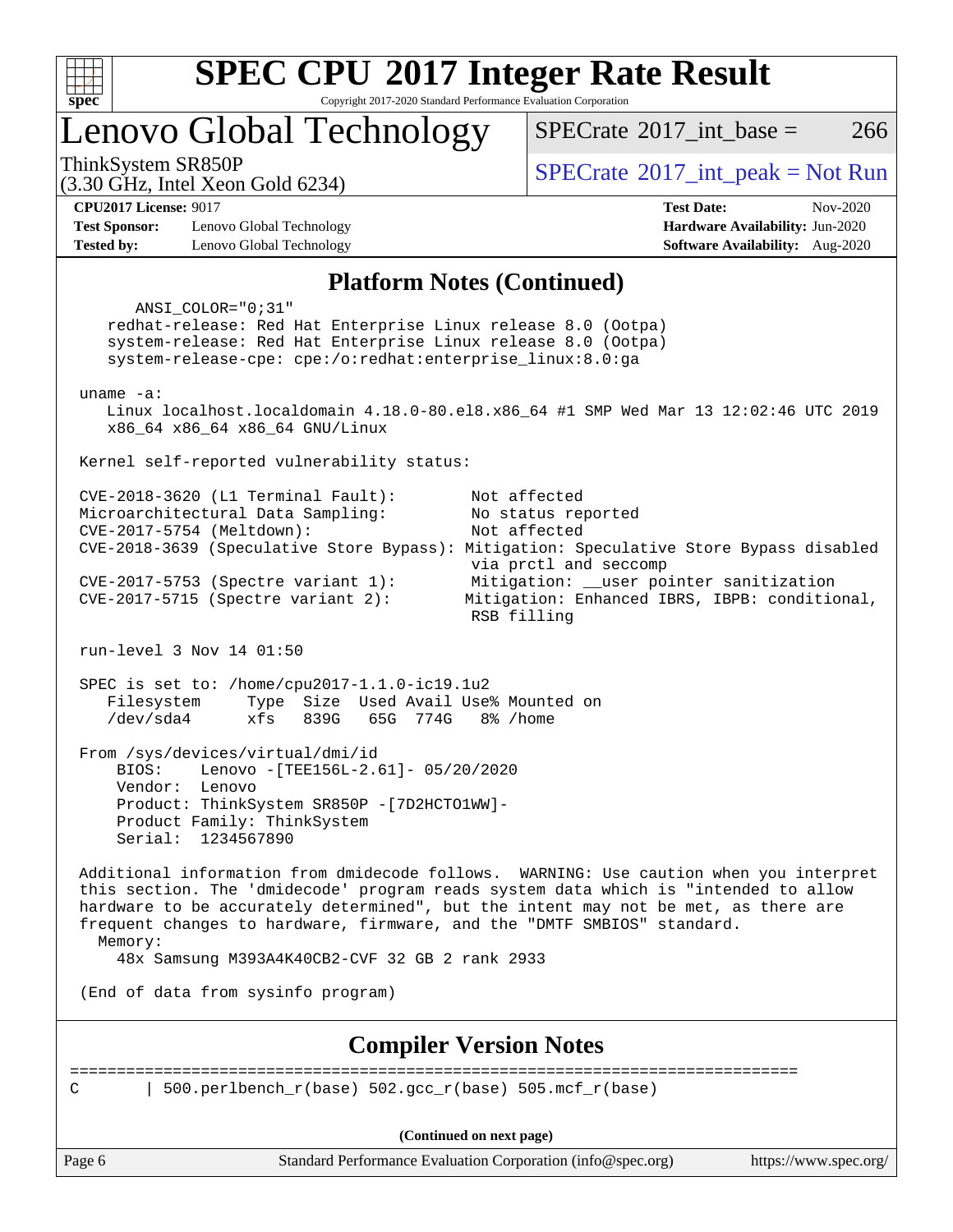## Platform Notes (Continued)

```
      ANSI_COLOR="0;31"
    redhat-release: Red Hat Enterprise Linux release 8.0 (Ootpa)
    system-release: Red Hat Enterprise Linux release 8.0 (Ootpa)
    system-release-cpe: cpe:/o:redhat:enterprise_linux:8.0:ga

 uname -a:
    Linux localhost.localdomain 4.18.0-80.el8.x86_64 #1 SMP Wed Mar 13 12:02:46 UTC 2019
    x86_64 x86_64 x86_64 GNU/Linux

 Kernel self-reported vulnerability status:

 CVE-2018-3620 (L1 Terminal Fault):        Not affected
 Microarchitectural Data Sampling:         No status reported
 CVE-2017-5754 (Meltdown):                 Not affected
 CVE-2018-3639 (Speculative Store Bypass): Mitigation: Speculative Store Bypass disabled
                                           via prctl and seccomp
 CVE-2017-5753 (Spectre variant 1):        Mitigation: __user pointer sanitization
 CVE-2017-5715 (Spectre variant 2):        Mitigation: Enhanced IBRS, IBPB: conditional,
                                           RSB filling

 run-level 3 Nov 14 01:50

 SPEC is set to: /home/cpu2017-1.1.0-ic19.1u2
    Filesystem     Type  Size  Used Avail Use% Mounted on
    /dev/sda4      xfs   839G   65G  774G   8% /home

 From /sys/devices/virtual/dmi/id
     BIOS:    Lenovo -[TEE156L-2.61]- 05/20/2020
     Vendor:  Lenovo
     Product: ThinkSystem SR850P -[7D2HCTO1WW]-
     Product Family: ThinkSystem
     Serial:  1234567890

 Additional information from dmidecode follows.  WARNING: Use caution when you interpret
 this section. The 'dmidecode' program reads system data which is "intended to allow
 hardware to be accurately determined", but the intent may not be met, as there are
 frequent changes to hardware, firmware, and the "DMTF SMBIOS" standard.
   Memory:
     48x Samsung M393A4K40CB2-CVF 32 GB 2 rank 2933

 (End of data from sysinfo program)
```

## Compiler Version Notes

```
==============================================================================
C       | 500.perlbench_r(base) 502.gcc_r(base) 505.mcf_r(base)
```

(Continued on next page)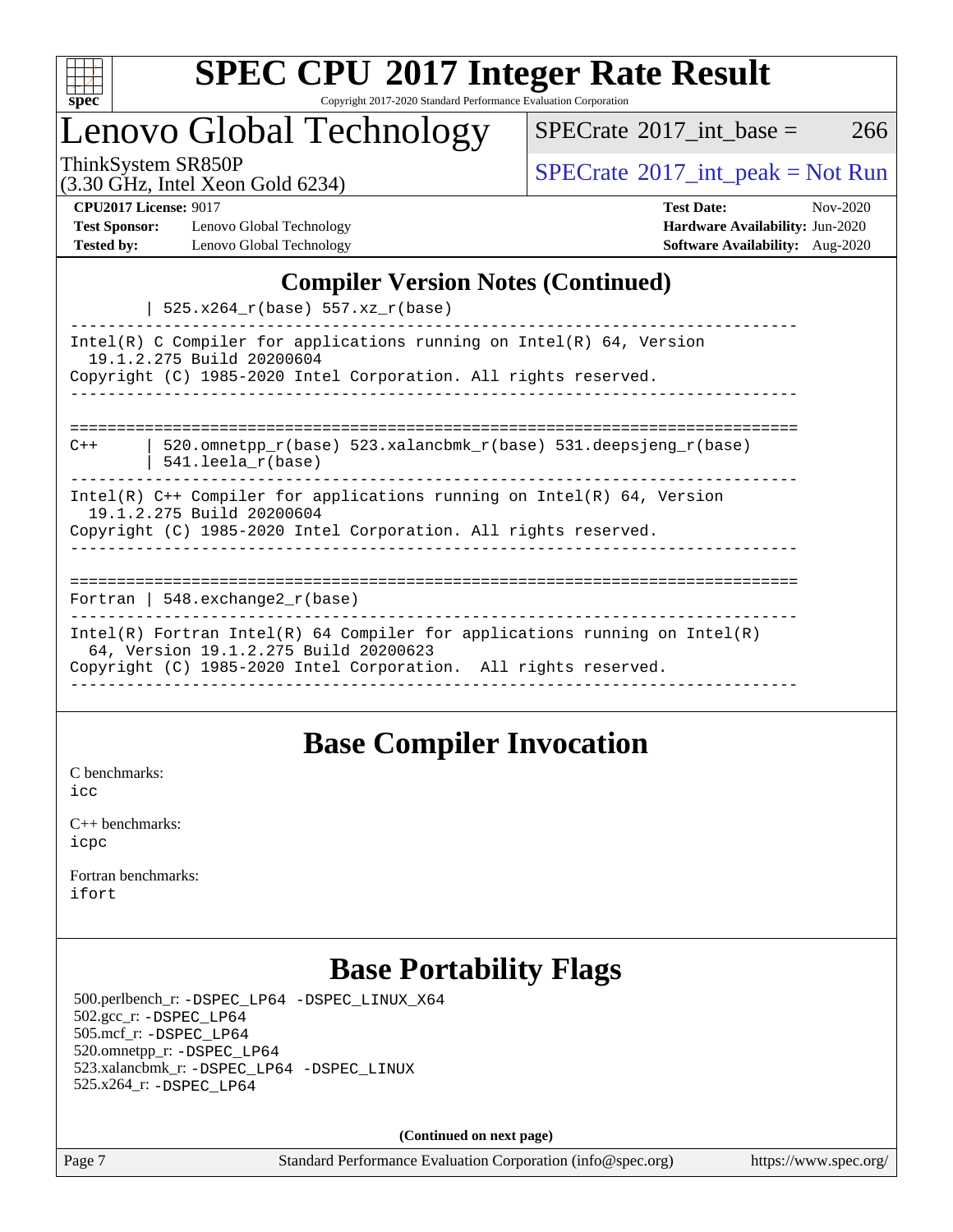## Compiler Version Notes (Continued)

```
        | 525.x264_r(base) 557.xz_r(base)
------------------------------------------------------------------------------
Intel(R) C Compiler for applications running on Intel(R) 64, Version
  19.1.2.275 Build 20200604
Copyright (C) 1985-2020 Intel Corporation. All rights reserved.
------------------------------------------------------------------------------

==============================================================================
C++     | 520.omnetpp_r(base) 523.xalancbmk_r(base) 531.deepsjeng_r(base)
        | 541.leela_r(base)
------------------------------------------------------------------------------
Intel(R) C++ Compiler for applications running on Intel(R) 64, Version
  19.1.2.275 Build 20200604
Copyright (C) 1985-2020 Intel Corporation. All rights reserved.
------------------------------------------------------------------------------

==============================================================================
Fortran | 548.exchange2_r(base)
------------------------------------------------------------------------------
Intel(R) Fortran Intel(R) 64 Compiler for applications running on Intel(R)
  64, Version 19.1.2.275 Build 20200623
Copyright (C) 1985-2020 Intel Corporation.  All rights reserved.
------------------------------------------------------------------------------
```

## Base Compiler Invocation

C benchmarks:
icc

C++ benchmarks:
icpc

Fortran benchmarks:
ifort

## Base Portability Flags

500.perlbench_r: -DSPEC_LP64 -DSPEC_LINUX_X64
502.gcc_r: -DSPEC_LP64
505.mcf_r: -DSPEC_LP64
520.omnetpp_r: -DSPEC_LP64
523.xalancbmk_r: -DSPEC_LP64 -DSPEC_LINUX
525.x264_r: -DSPEC_LP64

**(Continued on next page)**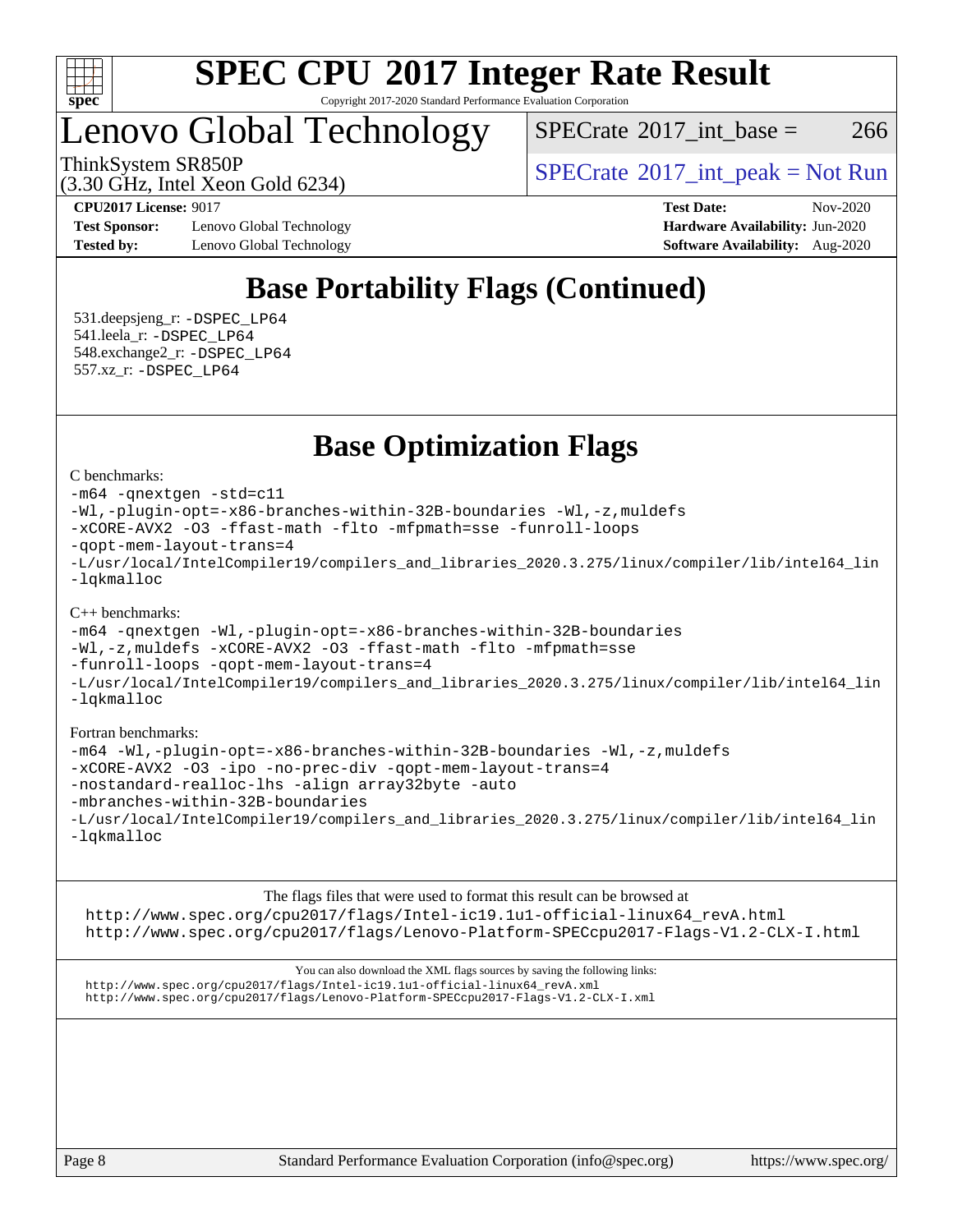# Base Portability Flags (Continued)

531.deepsjeng_r: -DSPEC_LP64
541.leela_r: -DSPEC_LP64
548.exchange2_r: -DSPEC_LP64
557.xz_r: -DSPEC_LP64

# Base Optimization Flags

C benchmarks:

```
-m64 -qnextgen -std=c11
-Wl,-plugin-opt=-x86-branches-within-32B-boundaries -Wl,-z,muldefs
-xCORE-AVX2 -O3 -ffast-math -flto -mfpmath=sse -funroll-loops
-qopt-mem-layout-trans=4
-L/usr/local/IntelCompiler19/compilers_and_libraries_2020.3.275/linux/compiler/lib/intel64_lin
-lqkmalloc
```

C++ benchmarks:

```
-m64 -qnextgen -Wl,-plugin-opt=-x86-branches-within-32B-boundaries
-Wl,-z,muldefs -xCORE-AVX2 -O3 -ffast-math -flto -mfpmath=sse
-funroll-loops -qopt-mem-layout-trans=4
-L/usr/local/IntelCompiler19/compilers_and_libraries_2020.3.275/linux/compiler/lib/intel64_lin
-lqkmalloc
```

Fortran benchmarks:

```
-m64 -Wl,-plugin-opt=-x86-branches-within-32B-boundaries -Wl,-z,muldefs
-xCORE-AVX2 -O3 -ipo -no-prec-div -qopt-mem-layout-trans=4
-nostandard-realloc-lhs -align array32byte -auto
-mbranches-within-32B-boundaries
-L/usr/local/IntelCompiler19/compilers_and_libraries_2020.3.275/linux/compiler/lib/intel64_lin
-lqkmalloc
```

The flags files that were used to format this result can be browsed at
http://www.spec.org/cpu2017/flags/Intel-ic19.1u1-official-linux64_revA.html
http://www.spec.org/cpu2017/flags/Lenovo-Platform-SPECcpu2017-Flags-V1.2-CLX-I.html

You can also download the XML flags sources by saving the following links:
http://www.spec.org/cpu2017/flags/Intel-ic19.1u1-official-linux64_revA.xml
http://www.spec.org/cpu2017/flags/Lenovo-Platform-SPECcpu2017-Flags-V1.2-CLX-I.xml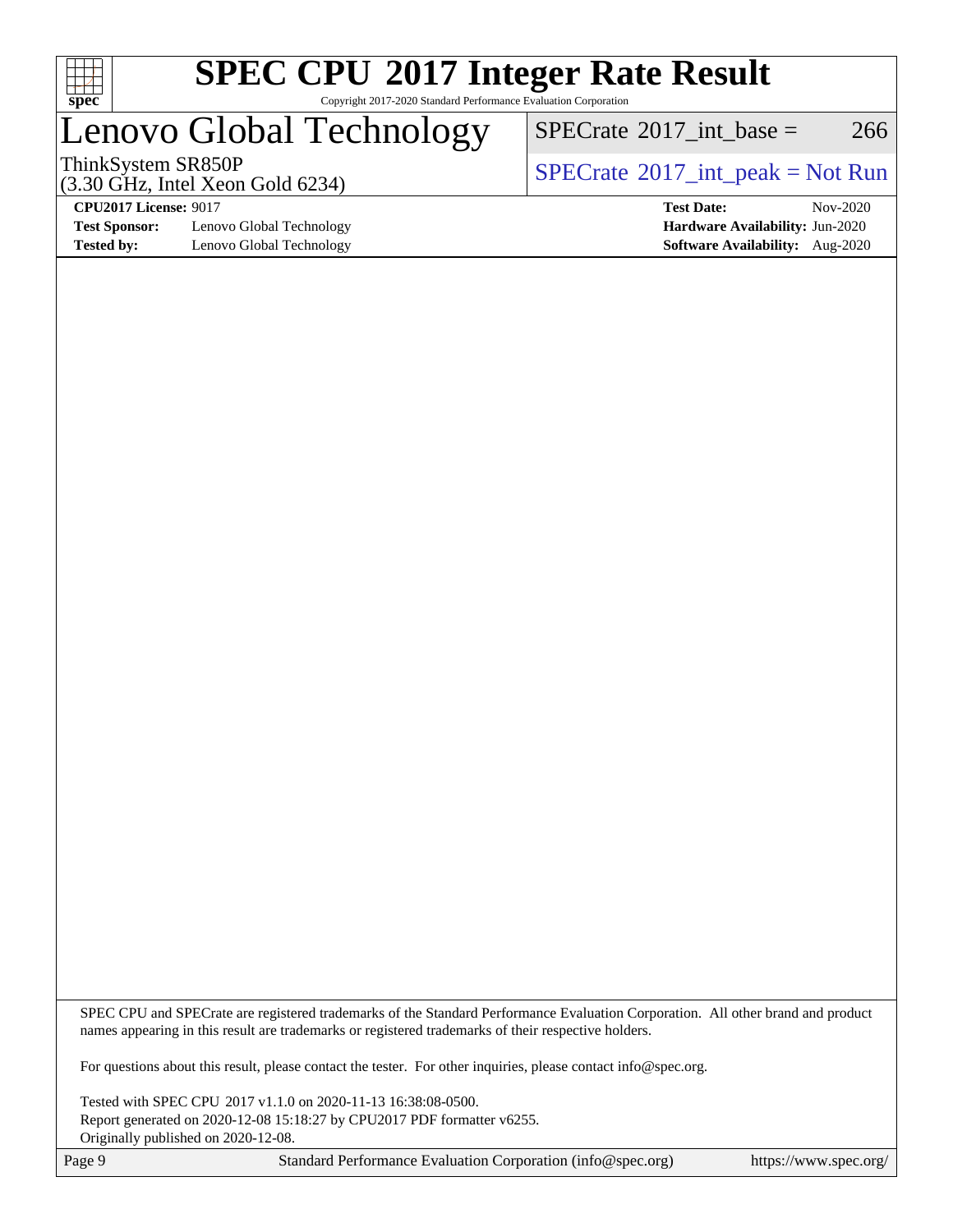SPEC CPU and SPECrate are registered trademarks of the Standard Performance Evaluation Corporation. All other brand and product names appearing in this result are trademarks or registered trademarks of their respective holders.

For questions about this result, please contact the tester. For other inquiries, please contact info@spec.org.

Tested with SPEC CPU 2017 v1.1.0 on 2020-11-13 16:38:08-0500.
Report generated on 2020-12-08 15:18:27 by CPU2017 PDF formatter v6255.
Originally published on 2020-12-08.